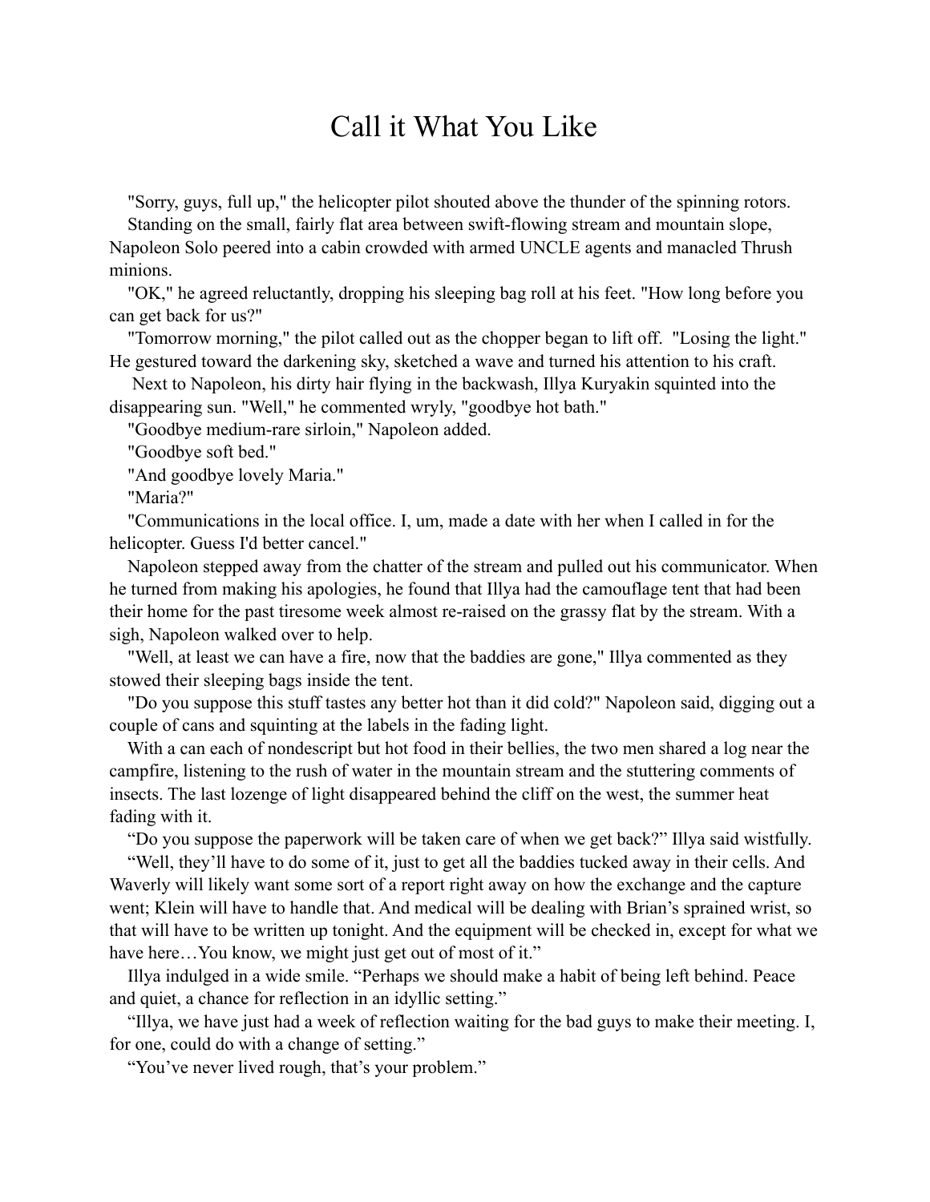# Call it What You Like

"Sorry, guys, full up," the helicopter pilot shouted above the thunder of the spinning rotors.

Standing on the small, fairly flat area between swift-flowing stream and mountain slope, Napoleon Solo peered into a cabin crowded with armed UNCLE agents and manacled Thrush minions.

"OK," he agreed reluctantly, dropping his sleeping bag roll at his feet. "How long before you can get back for us?"

"Tomorrow morning," the pilot called out as the chopper began to lift off. "Losing the light." He gestured toward the darkening sky, sketched a wave and turned his attention to his craft.

Next to Napoleon, his dirty hair flying in the backwash, Illya Kuryakin squinted into the disappearing sun. "Well," he commented wryly, "goodbye hot bath."

"Goodbye medium-rare sirloin," Napoleon added.

"Goodbye soft bed."

"And goodbye lovely Maria."

"Maria?"

"Communications in the local office. I, um, made a date with her when I called in for the helicopter. Guess I'd better cancel."

Napoleon stepped away from the chatter of the stream and pulled out his communicator. When he turned from making his apologies, he found that Illya had the camouflage tent that had been their home for the past tiresome week almost re-raised on the grassy flat by the stream. With a sigh, Napoleon walked over to help.

"Well, at least we can have a fire, now that the baddies are gone," Illya commented as they stowed their sleeping bags inside the tent.

"Do you suppose this stuff tastes any better hot than it did cold?" Napoleon said, digging out a couple of cans and squinting at the labels in the fading light.

With a can each of nondescript but hot food in their bellies, the two men shared a log near the campfire, listening to the rush of water in the mountain stream and the stuttering comments of insects. The last lozenge of light disappeared behind the cliff on the west, the summer heat fading with it.

"Do you suppose the paperwork will be taken care of when we get back?" Illya said wistfully.

"Well, they'll have to do some of it, just to get all the baddies tucked away in their cells. And Waverly will likely want some sort of a report right away on how the exchange and the capture went; Klein will have to handle that. And medical will be dealing with Brian's sprained wrist, so that will have to be written up tonight. And the equipment will be checked in, except for what we have here…You know, we might just get out of most of it."

Illya indulged in a wide smile. "Perhaps we should make a habit of being left behind. Peace and quiet, a chance for reflection in an idyllic setting."

"Illya, we have just had a week of reflection waiting for the bad guys to make their meeting. I, for one, could do with a change of setting."

"You've never lived rough, that's your problem."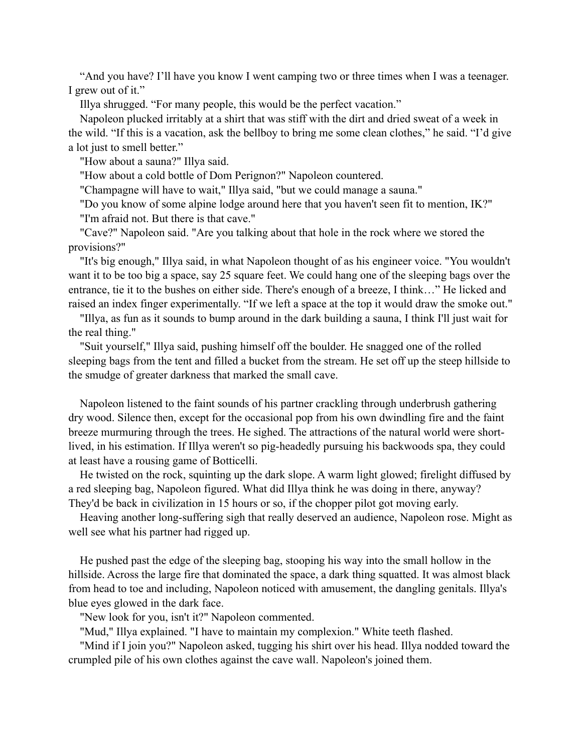"And you have? I'll have you know I went camping two or three times when I was a teenager. I grew out of it."

Illya shrugged. "For many people, this would be the perfect vacation."

Napoleon plucked irritably at a shirt that was stiff with the dirt and dried sweat of a week in the wild. "If this is a vacation, ask the bellboy to bring me some clean clothes," he said. "I'd give a lot just to smell better."

"How about a sauna?" Illya said.

"How about a cold bottle of Dom Perignon?" Napoleon countered.

"Champagne will have to wait," Illya said, "but we could manage a sauna."

"Do you know of some alpine lodge around here that you haven't seen fit to mention, IK?"

"I'm afraid not. But there is that cave."

"Cave?" Napoleon said. "Are you talking about that hole in the rock where we stored the provisions?"

"It's big enough," Illya said, in what Napoleon thought of as his engineer voice. "You wouldn't want it to be too big a space, say 25 square feet. We could hang one of the sleeping bags over the entrance, tie it to the bushes on either side. There's enough of a breeze, I think…" He licked and raised an index finger experimentally. "If we left a space at the top it would draw the smoke out."

"Illya, as fun as it sounds to bump around in the dark building a sauna, I think I'll just wait for the real thing."

"Suit yourself," Illya said, pushing himself off the boulder. He snagged one of the rolled sleeping bags from the tent and filled a bucket from the stream. He set off up the steep hillside to the smudge of greater darkness that marked the small cave.

Napoleon listened to the faint sounds of his partner crackling through underbrush gathering dry wood. Silence then, except for the occasional pop from his own dwindling fire and the faint breeze murmuring through the trees. He sighed. The attractions of the natural world were short-lived, in his estimation. If Illya weren't so pig-headedly pursuing his backwoods spa, they could at least have a rousing game of Botticelli.

He twisted on the rock, squinting up the dark slope. A warm light glowed; firelight diffused by a red sleeping bag, Napoleon figured. What did Illya think he was doing in there, anyway? They'd be back in civilization in 15 hours or so, if the chopper pilot got moving early.

Heaving another long-suffering sigh that really deserved an audience, Napoleon rose. Might as well see what his partner had rigged up.

He pushed past the edge of the sleeping bag, stooping his way into the small hollow in the hillside. Across the large fire that dominated the space, a dark thing squatted. It was almost black from head to toe and including, Napoleon noticed with amusement, the dangling genitals. Illya's blue eyes glowed in the dark face.

"New look for you, isn't it?" Napoleon commented.

"Mud," Illya explained. "I have to maintain my complexion." White teeth flashed.

"Mind if I join you?" Napoleon asked, tugging his shirt over his head. Illya nodded toward the crumpled pile of his own clothes against the cave wall. Napoleon's joined them.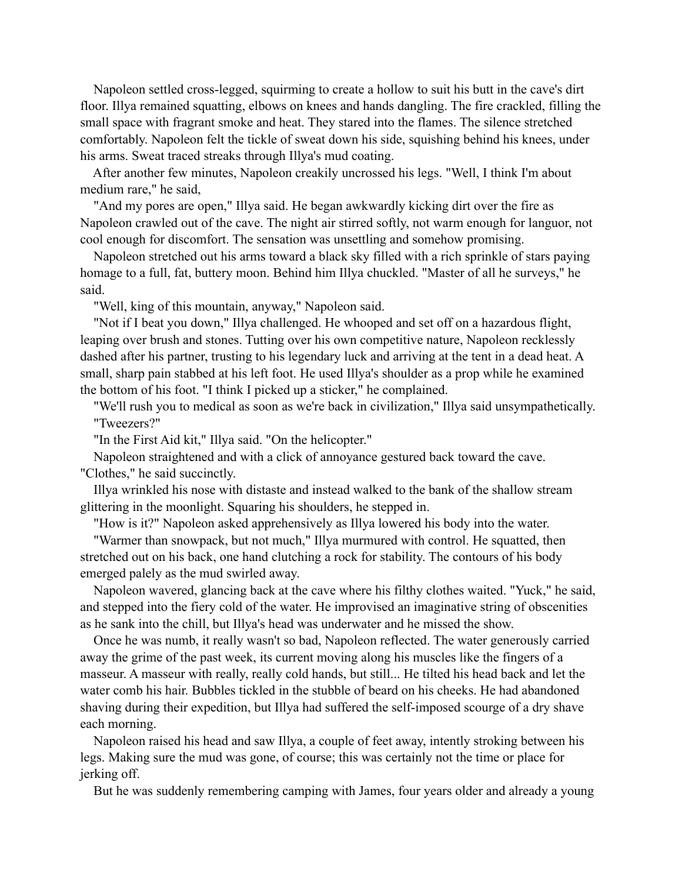Napoleon settled cross-legged, squirming to create a hollow to suit his butt in the cave's dirt floor. Illya remained squatting, elbows on knees and hands dangling. The fire crackled, filling the small space with fragrant smoke and heat. They stared into the flames. The silence stretched comfortably. Napoleon felt the tickle of sweat down his side, squishing behind his knees, under his arms. Sweat traced streaks through Illya's mud coating.

After another few minutes, Napoleon creakily uncrossed his legs. "Well, I think I'm about medium rare," he said,

"And my pores are open," Illya said. He began awkwardly kicking dirt over the fire as Napoleon crawled out of the cave. The night air stirred softly, not warm enough for languor, not cool enough for discomfort. The sensation was unsettling and somehow promising.

Napoleon stretched out his arms toward a black sky filled with a rich sprinkle of stars paying homage to a full, fat, buttery moon. Behind him Illya chuckled. "Master of all he surveys," he said.

"Well, king of this mountain, anyway," Napoleon said.

"Not if I beat you down," Illya challenged. He whooped and set off on a hazardous flight, leaping over brush and stones. Tutting over his own competitive nature, Napoleon recklessly dashed after his partner, trusting to his legendary luck and arriving at the tent in a dead heat. A small, sharp pain stabbed at his left foot. He used Illya's shoulder as a prop while he examined the bottom of his foot. "I think I picked up a sticker," he complained.

"We'll rush you to medical as soon as we're back in civilization," Illya said unsympathetically.

"Tweezers?"

"In the First Aid kit," Illya said. "On the helicopter."

Napoleon straightened and with a click of annoyance gestured back toward the cave. "Clothes," he said succinctly.

Illya wrinkled his nose with distaste and instead walked to the bank of the shallow stream glittering in the moonlight. Squaring his shoulders, he stepped in.

"How is it?" Napoleon asked apprehensively as Illya lowered his body into the water.

"Warmer than snowpack, but not much," Illya murmured with control. He squatted, then stretched out on his back, one hand clutching a rock for stability. The contours of his body emerged palely as the mud swirled away.

Napoleon wavered, glancing back at the cave where his filthy clothes waited. "Yuck," he said, and stepped into the fiery cold of the water. He improvised an imaginative string of obscenities as he sank into the chill, but Illya's head was underwater and he missed the show.

Once he was numb, it really wasn't so bad, Napoleon reflected. The water generously carried away the grime of the past week, its current moving along his muscles like the fingers of a masseur. A masseur with really, really cold hands, but still... He tilted his head back and let the water comb his hair. Bubbles tickled in the stubble of beard on his cheeks. He had abandoned shaving during their expedition, but Illya had suffered the self-imposed scourge of a dry shave each morning.

Napoleon raised his head and saw Illya, a couple of feet away, intently stroking between his legs. Making sure the mud was gone, of course; this was certainly not the time or place for jerking off.

But he was suddenly remembering camping with James, four years older and already a young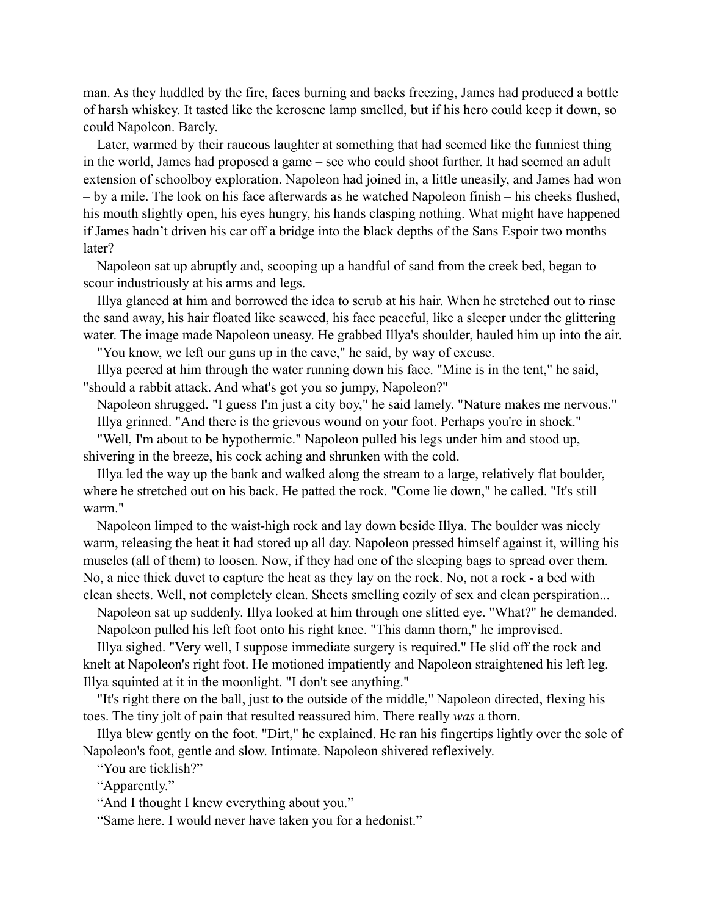man. As they huddled by the fire, faces burning and backs freezing, James had produced a bottle of harsh whiskey. It tasted like the kerosene lamp smelled, but if his hero could keep it down, so could Napoleon. Barely.

Later, warmed by their raucous laughter at something that had seemed like the funniest thing in the world, James had proposed a game – see who could shoot further. It had seemed an adult extension of schoolboy exploration. Napoleon had joined in, a little uneasily, and James had won – by a mile. The look on his face afterwards as he watched Napoleon finish – his cheeks flushed, his mouth slightly open, his eyes hungry, his hands clasping nothing. What might have happened if James hadn't driven his car off a bridge into the black depths of the Sans Espoir two months later?

Napoleon sat up abruptly and, scooping up a handful of sand from the creek bed, began to scour industriously at his arms and legs.

Illya glanced at him and borrowed the idea to scrub at his hair. When he stretched out to rinse the sand away, his hair floated like seaweed, his face peaceful, like a sleeper under the glittering water. The image made Napoleon uneasy. He grabbed Illya's shoulder, hauled him up into the air.

"You know, we left our guns up in the cave," he said, by way of excuse.

Illya peered at him through the water running down his face. "Mine is in the tent," he said, "should a rabbit attack. And what's got you so jumpy, Napoleon?"

Napoleon shrugged. "I guess I'm just a city boy," he said lamely. "Nature makes me nervous."

Illya grinned. "And there is the grievous wound on your foot. Perhaps you're in shock."

"Well, I'm about to be hypothermic." Napoleon pulled his legs under him and stood up, shivering in the breeze, his cock aching and shrunken with the cold.

Illya led the way up the bank and walked along the stream to a large, relatively flat boulder, where he stretched out on his back. He patted the rock. "Come lie down," he called. "It's still warm."

Napoleon limped to the waist-high rock and lay down beside Illya. The boulder was nicely warm, releasing the heat it had stored up all day. Napoleon pressed himself against it, willing his muscles (all of them) to loosen. Now, if they had one of the sleeping bags to spread over them. No, a nice thick duvet to capture the heat as they lay on the rock. No, not a rock - a bed with clean sheets. Well, not completely clean. Sheets smelling cozily of sex and clean perspiration...

Napoleon sat up suddenly. Illya looked at him through one slitted eye. "What?" he demanded.

Napoleon pulled his left foot onto his right knee. "This damn thorn," he improvised.

Illya sighed. "Very well, I suppose immediate surgery is required." He slid off the rock and knelt at Napoleon's right foot. He motioned impatiently and Napoleon straightened his left leg. Illya squinted at it in the moonlight. "I don't see anything."

"It's right there on the ball, just to the outside of the middle," Napoleon directed, flexing his toes. The tiny jolt of pain that resulted reassured him. There really *was* a thorn.

Illya blew gently on the foot. "Dirt," he explained. He ran his fingertips lightly over the sole of Napoleon's foot, gentle and slow. Intimate. Napoleon shivered reflexively.

"You are ticklish?"

"Apparently."

"And I thought I knew everything about you."

"Same here. I would never have taken you for a hedonist."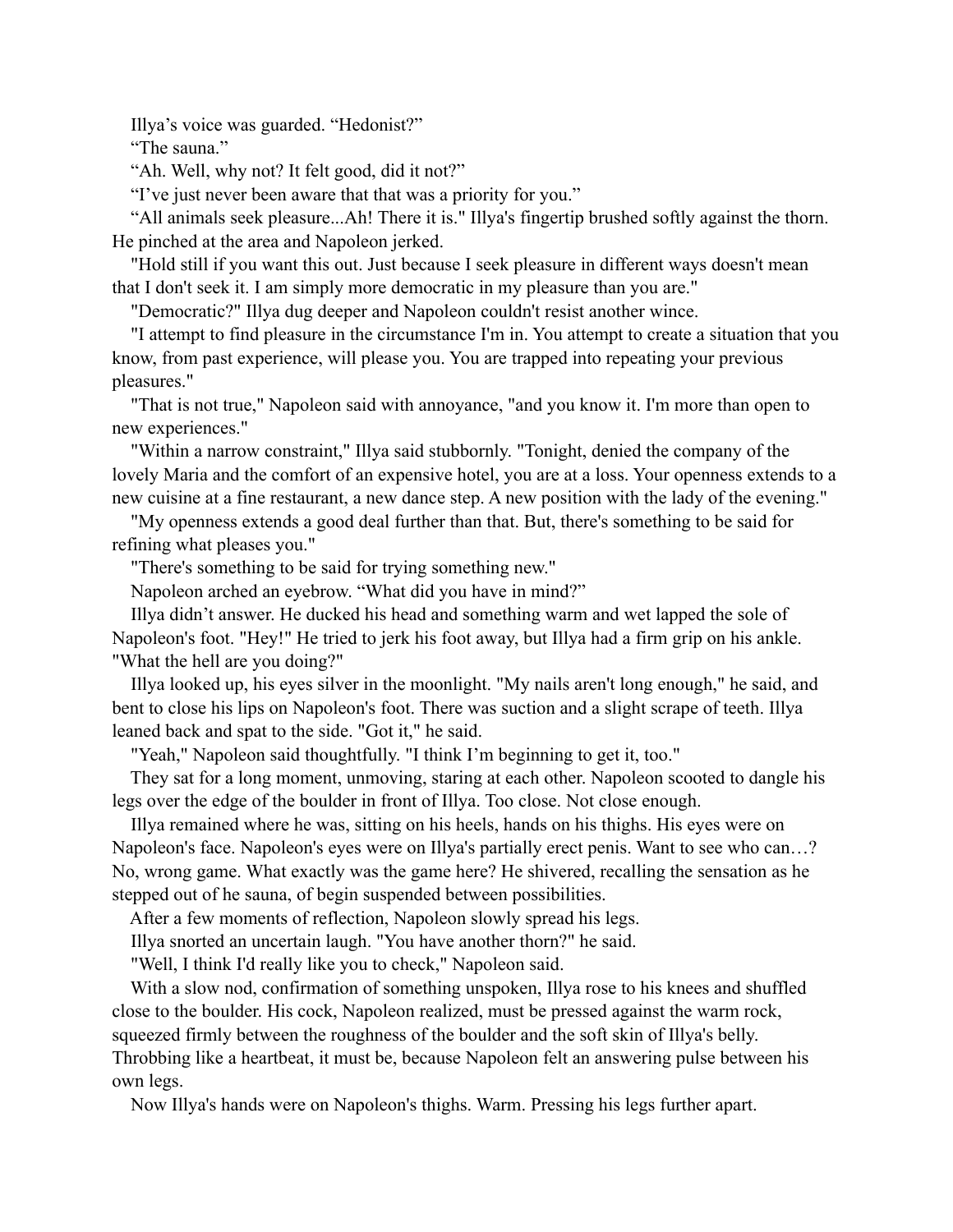Illya's voice was guarded. "Hedonist?"

"The sauna."

"Ah. Well, why not? It felt good, did it not?"

"I've just never been aware that that was a priority for you."

"All animals seek pleasure...Ah! There it is." Illya's fingertip brushed softly against the thorn. He pinched at the area and Napoleon jerked.

"Hold still if you want this out. Just because I seek pleasure in different ways doesn't mean that I don't seek it. I am simply more democratic in my pleasure than you are."

"Democratic?" Illya dug deeper and Napoleon couldn't resist another wince.

"I attempt to find pleasure in the circumstance I'm in. You attempt to create a situation that you know, from past experience, will please you. You are trapped into repeating your previous pleasures."

"That is not true," Napoleon said with annoyance, "and you know it. I'm more than open to new experiences."

"Within a narrow constraint," Illya said stubbornly. "Tonight, denied the company of the lovely Maria and the comfort of an expensive hotel, you are at a loss. Your openness extends to a new cuisine at a fine restaurant, a new dance step. A new position with the lady of the evening."

"My openness extends a good deal further than that. But, there's something to be said for refining what pleases you."

"There's something to be said for trying something new."

Napoleon arched an eyebrow. "What did you have in mind?"

Illya didn't answer. He ducked his head and something warm and wet lapped the sole of Napoleon's foot. "Hey!" He tried to jerk his foot away, but Illya had a firm grip on his ankle. "What the hell are you doing?"

Illya looked up, his eyes silver in the moonlight. "My nails aren't long enough," he said, and bent to close his lips on Napoleon's foot. There was suction and a slight scrape of teeth. Illya leaned back and spat to the side. "Got it," he said.

"Yeah," Napoleon said thoughtfully. "I think I'm beginning to get it, too."

They sat for a long moment, unmoving, staring at each other. Napoleon scooted to dangle his legs over the edge of the boulder in front of Illya. Too close. Not close enough.

Illya remained where he was, sitting on his heels, hands on his thighs. His eyes were on Napoleon's face. Napoleon's eyes were on Illya's partially erect penis. Want to see who can…? No, wrong game. What exactly was the game here? He shivered, recalling the sensation as he stepped out of he sauna, of begin suspended between possibilities.

After a few moments of reflection, Napoleon slowly spread his legs.

Illya snorted an uncertain laugh. "You have another thorn?" he said.

"Well, I think I'd really like you to check," Napoleon said.

With a slow nod, confirmation of something unspoken, Illya rose to his knees and shuffled close to the boulder. His cock, Napoleon realized, must be pressed against the warm rock, squeezed firmly between the roughness of the boulder and the soft skin of Illya's belly. Throbbing like a heartbeat, it must be, because Napoleon felt an answering pulse between his own legs.

Now Illya's hands were on Napoleon's thighs. Warm. Pressing his legs further apart.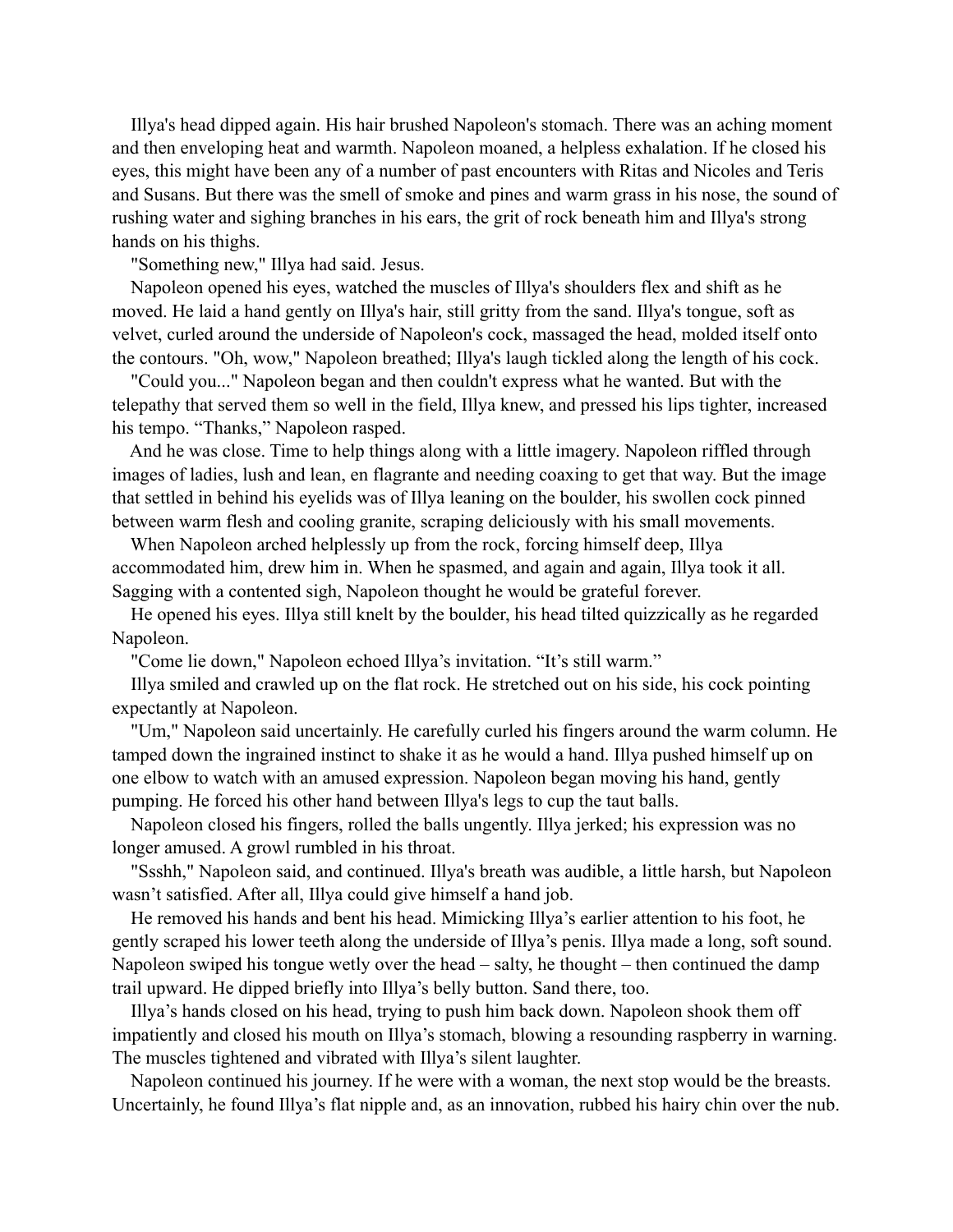Illya's head dipped again. His hair brushed Napoleon's stomach. There was an aching moment and then enveloping heat and warmth. Napoleon moaned, a helpless exhalation. If he closed his eyes, this might have been any of a number of past encounters with Ritas and Nicoles and Teris and Susans. But there was the smell of smoke and pines and warm grass in his nose, the sound of rushing water and sighing branches in his ears, the grit of rock beneath him and Illya's strong hands on his thighs.

"Something new," Illya had said. Jesus.

Napoleon opened his eyes, watched the muscles of Illya's shoulders flex and shift as he moved. He laid a hand gently on Illya's hair, still gritty from the sand. Illya's tongue, soft as velvet, curled around the underside of Napoleon's cock, massaged the head, molded itself onto the contours. "Oh, wow," Napoleon breathed; Illya's laugh tickled along the length of his cock.

"Could you..." Napoleon began and then couldn't express what he wanted. But with the telepathy that served them so well in the field, Illya knew, and pressed his lips tighter, increased his tempo. "Thanks," Napoleon rasped.

And he was close. Time to help things along with a little imagery. Napoleon riffled through images of ladies, lush and lean, en flagrante and needing coaxing to get that way. But the image that settled in behind his eyelids was of Illya leaning on the boulder, his swollen cock pinned between warm flesh and cooling granite, scraping deliciously with his small movements.

When Napoleon arched helplessly up from the rock, forcing himself deep, Illya accommodated him, drew him in. When he spasmed, and again and again, Illya took it all. Sagging with a contented sigh, Napoleon thought he would be grateful forever.

He opened his eyes. Illya still knelt by the boulder, his head tilted quizzically as he regarded Napoleon.

"Come lie down," Napoleon echoed Illya's invitation. "It's still warm."

Illya smiled and crawled up on the flat rock. He stretched out on his side, his cock pointing expectantly at Napoleon.

"Um," Napoleon said uncertainly. He carefully curled his fingers around the warm column. He tamped down the ingrained instinct to shake it as he would a hand. Illya pushed himself up on one elbow to watch with an amused expression. Napoleon began moving his hand, gently pumping. He forced his other hand between Illya's legs to cup the taut balls.

Napoleon closed his fingers, rolled the balls ungently. Illya jerked; his expression was no longer amused. A growl rumbled in his throat.

"Ssshh," Napoleon said, and continued. Illya's breath was audible, a little harsh, but Napoleon wasn't satisfied. After all, Illya could give himself a hand job.

He removed his hands and bent his head. Mimicking Illya's earlier attention to his foot, he gently scraped his lower teeth along the underside of Illya's penis. Illya made a long, soft sound. Napoleon swiped his tongue wetly over the head – salty, he thought – then continued the damp trail upward. He dipped briefly into Illya's belly button. Sand there, too.

Illya's hands closed on his head, trying to push him back down. Napoleon shook them off impatiently and closed his mouth on Illya's stomach, blowing a resounding raspberry in warning. The muscles tightened and vibrated with Illya's silent laughter.

Napoleon continued his journey. If he were with a woman, the next stop would be the breasts. Uncertainly, he found Illya's flat nipple and, as an innovation, rubbed his hairy chin over the nub.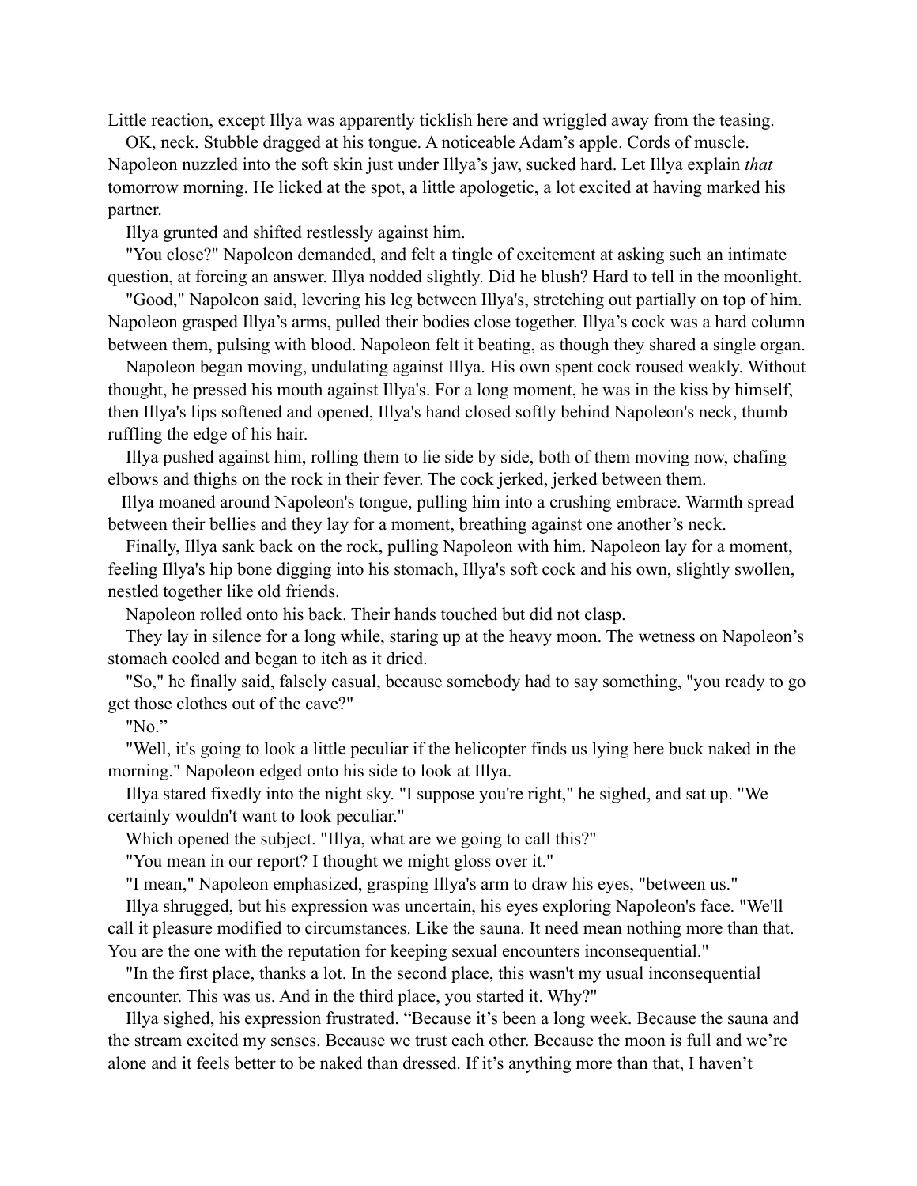Little reaction, except Illya was apparently ticklish here and wriggled away from the teasing.

OK, neck. Stubble dragged at his tongue. A noticeable Adam's apple. Cords of muscle. Napoleon nuzzled into the soft skin just under Illya's jaw, sucked hard. Let Illya explain *that* tomorrow morning. He licked at the spot, a little apologetic, a lot excited at having marked his partner.

Illya grunted and shifted restlessly against him.

"You close?" Napoleon demanded, and felt a tingle of excitement at asking such an intimate question, at forcing an answer. Illya nodded slightly. Did he blush? Hard to tell in the moonlight.

"Good," Napoleon said, levering his leg between Illya's, stretching out partially on top of him. Napoleon grasped Illya's arms, pulled their bodies close together. Illya's cock was a hard column between them, pulsing with blood. Napoleon felt it beating, as though they shared a single organ.

Napoleon began moving, undulating against Illya. His own spent cock roused weakly. Without thought, he pressed his mouth against Illya's. For a long moment, he was in the kiss by himself, then Illya's lips softened and opened, Illya's hand closed softly behind Napoleon's neck, thumb ruffling the edge of his hair.

Illya pushed against him, rolling them to lie side by side, both of them moving now, chafing elbows and thighs on the rock in their fever. The cock jerked, jerked between them.

Illya moaned around Napoleon's tongue, pulling him into a crushing embrace. Warmth spread between their bellies and they lay for a moment, breathing against one another's neck.

Finally, Illya sank back on the rock, pulling Napoleon with him. Napoleon lay for a moment, feeling Illya's hip bone digging into his stomach, Illya's soft cock and his own, slightly swollen, nestled together like old friends.

Napoleon rolled onto his back. Their hands touched but did not clasp.

They lay in silence for a long while, staring up at the heavy moon. The wetness on Napoleon's stomach cooled and began to itch as it dried.

"So," he finally said, falsely casual, because somebody had to say something, "you ready to go get those clothes out of the cave?"

"No."

"Well, it's going to look a little peculiar if the helicopter finds us lying here buck naked in the morning." Napoleon edged onto his side to look at Illya.

Illya stared fixedly into the night sky. "I suppose you're right," he sighed, and sat up. "We certainly wouldn't want to look peculiar."

Which opened the subject. "Illya, what are we going to call this?"

"You mean in our report? I thought we might gloss over it."

"I mean," Napoleon emphasized, grasping Illya's arm to draw his eyes, "between us."

Illya shrugged, but his expression was uncertain, his eyes exploring Napoleon's face. "We'll call it pleasure modified to circumstances. Like the sauna. It need mean nothing more than that. You are the one with the reputation for keeping sexual encounters inconsequential."

"In the first place, thanks a lot. In the second place, this wasn't my usual inconsequential encounter. This was us. And in the third place, you started it. Why?"

Illya sighed, his expression frustrated. "Because it's been a long week. Because the sauna and the stream excited my senses. Because we trust each other. Because the moon is full and we're alone and it feels better to be naked than dressed. If it's anything more than that, I haven't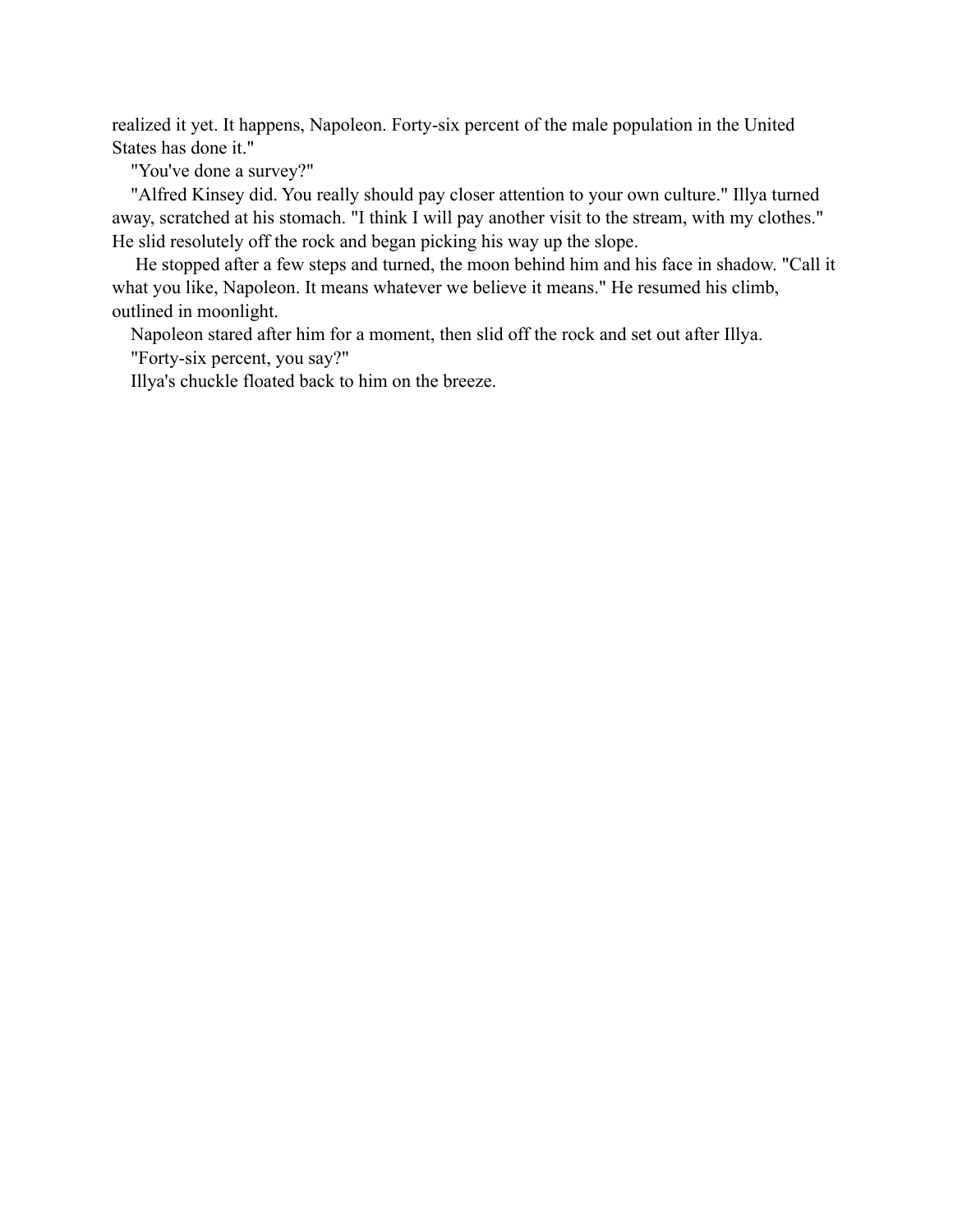realized it yet. It happens, Napoleon. Forty-six percent of the male population in the United States has done it."

"You've done a survey?"

"Alfred Kinsey did. You really should pay closer attention to your own culture." Illya turned away, scratched at his stomach. "I think I will pay another visit to the stream, with my clothes." He slid resolutely off the rock and began picking his way up the slope.

He stopped after a few steps and turned, the moon behind him and his face in shadow. "Call it what you like, Napoleon. It means whatever we believe it means." He resumed his climb, outlined in moonlight.

Napoleon stared after him for a moment, then slid off the rock and set out after Illya.

"Forty-six percent, you say?"

Illya's chuckle floated back to him on the breeze.